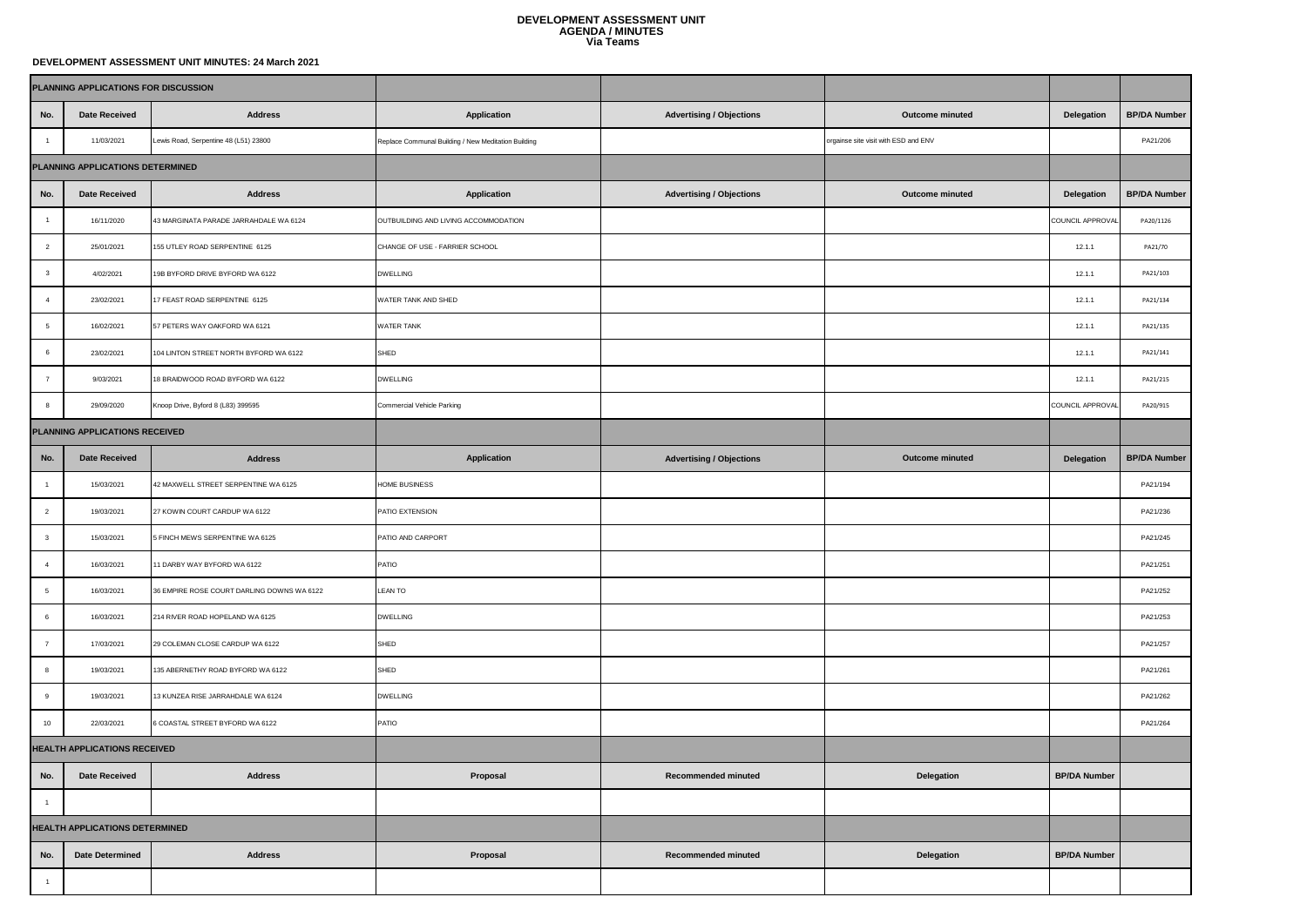# DEVELOPMENT ASSESSMENT UNIT
## AGENDA / MINUTES
### Via Teams

**DEVELOPMENT ASSESSMENT UNIT MINUTES: 24 March 2021**

| PLANNING APPLICATIONS FOR DISCUSSION | | | | | | | |
|---|---|---|---|---|---|---|---|
| **No.** | **Date Received** | **Address** | **Application** | **Advertising / Objections** | **Outcome minuted** | **Delegation** | **BP/DA Number** |
| 1 | 11/03/2021 | Lewis Road, Serpentine 48 (L51) 23800 | Replace Communal Building / New Meditation Building | | orgainse site visit with ESD and ENV | | PA21/206 |
| **PLANNING APPLICATIONS DETERMINED** | | | | | | | |
| **No.** | **Date Received** | **Address** | **Application** | **Advertising / Objections** | **Outcome minuted** | **Delegation** | **BP/DA Number** |
| 1 | 16/11/2020 | 43 MARGINATA PARADE JARRAHDALE WA 6124 | OUTBUILDING AND LIVING ACCOMMODATION | | | COUNCIL APPROVAL | PA20/1126 |
| 2 | 25/01/2021 | 155 UTLEY ROAD SERPENTINE 6125 | CHANGE OF USE - FARRIER SCHOOL | | | 12.1.1 | PA21/70 |
| 3 | 4/02/2021 | 19B BYFORD DRIVE BYFORD WA 6122 | DWELLING | | | 12.1.1 | PA21/103 |
| 4 | 23/02/2021 | 17 FEAST ROAD SERPENTINE 6125 | WATER TANK AND SHED | | | 12.1.1 | PA21/134 |
| 5 | 16/02/2021 | 57 PETERS WAY OAKFORD WA 6121 | WATER TANK | | | 12.1.1 | PA21/135 |
| 6 | 23/02/2021 | 104 LINTON STREET NORTH BYFORD WA 6122 | SHED | | | 12.1.1 | PA21/141 |
| 7 | 9/03/2021 | 18 BRAIDWOOD ROAD BYFORD WA 6122 | DWELLING | | | 12.1.1 | PA21/215 |
| 8 | 29/09/2020 | Knoop Drive, Byford 8 (L83) 399595 | Commercial Vehicle Parking | | | COUNCIL APPROVAL | PA20/915 |
| **PLANNING APPLICATIONS RECEIVED** | | | | | | | |
| **No.** | **Date Received** | **Address** | **Application** | **Advertising / Objections** | **Outcome minuted** | **Delegation** | **BP/DA Number** |
| 1 | 15/03/2021 | 42 MAXWELL STREET SERPENTINE WA 6125 | HOME BUSINESS | | | | PA21/194 |
| 2 | 19/03/2021 | 27 KOWIN COURT CARDUP WA 6122 | PATIO EXTENSION | | | | PA21/236 |
| 3 | 15/03/2021 | 5 FINCH MEWS SERPENTINE WA 6125 | PATIO AND CARPORT | | | | PA21/245 |
| 4 | 16/03/2021 | 11 DARBY WAY BYFORD WA 6122 | PATIO | | | | PA21/251 |
| 5 | 16/03/2021 | 36 EMPIRE ROSE COURT DARLING DOWNS WA 6122 | LEAN TO | | | | PA21/252 |
| 6 | 16/03/2021 | 214 RIVER ROAD HOPELAND WA 6125 | DWELLING | | | | PA21/253 |
| 7 | 17/03/2021 | 29 COLEMAN CLOSE CARDUP WA 6122 | SHED | | | | PA21/257 |
| 8 | 19/03/2021 | 135 ABERNETHY ROAD BYFORD WA 6122 | SHED | | | | PA21/261 |
| 9 | 19/03/2021 | 13 KUNZEA RISE JARRAHDALE WA 6124 | DWELLING | | | | PA21/262 |
| 10 | 22/03/2021 | 6 COASTAL STREET BYFORD WA 6122 | PATIO | | | | PA21/264 |
| **HEALTH APPLICATIONS RECEIVED** | | | | | | | |
| **No.** | **Date Received** | **Address** | **Proposal** | **Recommended minuted** | **Delegation** | **BP/DA Number** | |
| 1 | | | | | | | |
| **HEALTH APPLICATIONS DETERMINED** | | | | | | | |
| **No.** | **Date Determined** | **Address** | **Proposal** | **Recommended minuted** | **Delegation** | **BP/DA Number** | |
| 1 | | | | | | | |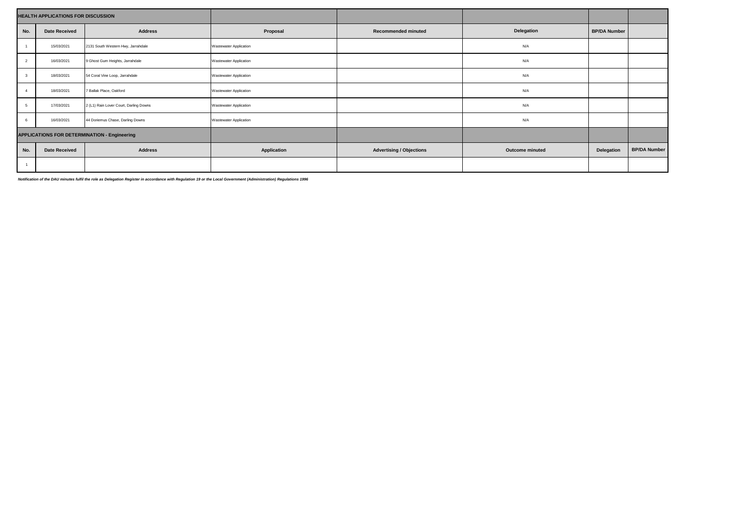| **HEALTH APPLICATIONS FOR DISCUSSION** | | | | | | | |
|---|---|---|---|---|---|---|---|
| **No.** | **Date Received** | **Address** | **Proposal** | **Recommended minuted** | **Delegation** | **BP/DA Number** | |
| 1 | 15/03/2021 | 2131 South Western Hwy, Jarrahdale | Wastewater Application | | N/A | | |
| 2 | 16/03/2021 | 9 Ghost Gum Heights, Jarrahdale | Wastewater Application | | N/A | | |
| 3 | 18/03/2021 | 54 Coral Vine Loop, Jarrahdale | Wastewater Application | | N/A | | |
| 4 | 18/03/2021 | 7 Ballak Place, Oakford | Wastewater Application | | N/A | | |
| 5 | 17/03/2021 | 2 (L1) Rain Lover Court, Darling Downs | Wastewater Application | | N/A | | |
| 6 | 16/03/2021 | 44 Doriemus Chase, Darling Downs | Wastewater Application | | N/A | | |
| **APPLICATIONS FOR DETERMINATION - Engineering** | | | | | | | |
| **No.** | **Date Received** | **Address** | **Application** | **Advertising / Objections** | **Outcome minuted** | **Delegation** | **BP/DA Number** |
| 1 | | | | | | | |

***Notification of the DAU minutes fulfil the role as Delegation Register in accordance with Regulation 19 or the Local Government (Administration) Regulations 1996***